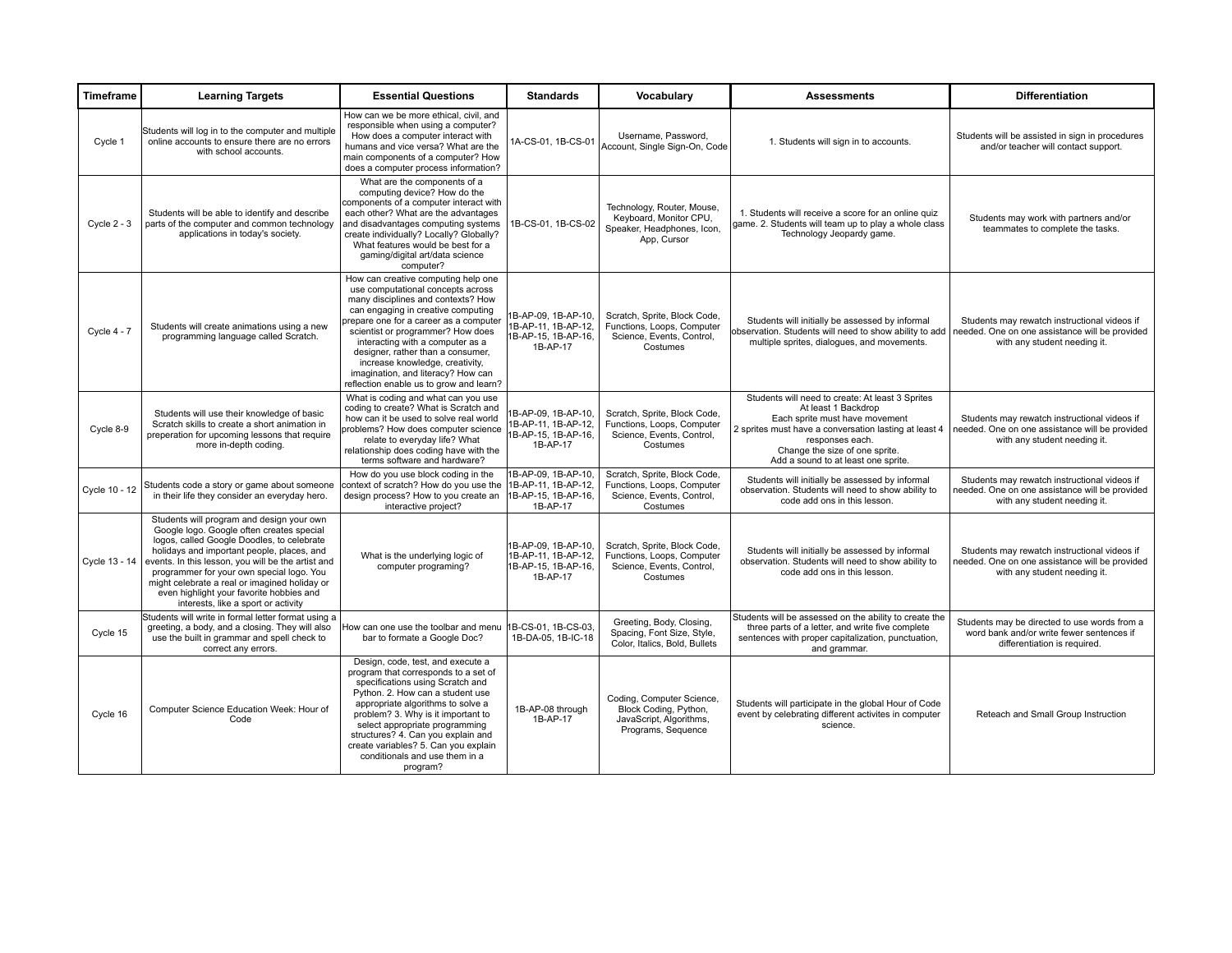| Timeframe | Learning Targets | Essential Questions | Standards | Vocabulary | Assessments | Differentiation |
|---|---|---|---|---|---|---|
| Cycle 1 | Students will log in to the computer and multiple online accounts to ensure there are no errors with school accounts. | How can we be more ethical, civil, and responsible when using a computer? How does a computer interact with humans and vice versa? What are the main components of a computer? How does a computer process information? | 1A-CS-01, 1B-CS-01 | Username, Password, Account, Single Sign-On, Code | 1. Students will sign in to accounts. | Students will be assisted in sign in procedures and/or teacher will contact support. |
| Cycle 2 - 3 | Students will be able to identify and describe parts of the computer and common technology applications in today's society. | What are the components of a computing device? How do the components of a computer interact with each other? What are the advantages and disadvantages computing systems create individually? Locally? Globally? What features would be best for a gaming/digital art/data science computer? | 1B-CS-01, 1B-CS-02 | Technology, Router, Mouse, Keyboard, Monitor CPU, Speaker, Headphones, Icon, App, Cursor | 1. Students will receive a score for an online quiz game. 2. Students will team up to play a whole class Technology Jeopardy game. | Students may work with partners and/or teammates to complete the tasks. |
| Cycle 4 - 7 | Students will create animations using a new programming language called Scratch. | How can creative computing help one use computational concepts across many disciplines and contexts? How can engaging in creative computing prepare one for a career as a computer scientist or programmer? How does interacting with a computer as a designer, rather than a consumer, increase knowledge, creativity, imagination, and literacy? How can reflection enable us to grow and learn? | 1B-AP-09, 1B-AP-10, 1B-AP-11, 1B-AP-12, 1B-AP-15, 1B-AP-16, 1B-AP-17 | Scratch, Sprite, Block Code, Functions, Loops, Computer Science, Events, Control, Costumes | Students will initially be assessed by informal observation. Students will need to show ability to add multiple sprites, dialogues, and movements. | Students may rewatch instructional videos if needed. One on one assistance will be provided with any student needing it. |
| Cycle 8-9 | Students will use their knowledge of basic Scratch skills to create a short animation in preperation for upcoming lessons that require more in-depth coding. | What is coding and what can you use coding to create? What is Scratch and how can it be used to solve real world problems? How does computer science relate to everyday life? What relationship does coding have with the terms software and hardware? | 1B-AP-09, 1B-AP-10, 1B-AP-11, 1B-AP-12, 1B-AP-15, 1B-AP-16, 1B-AP-17 | Scratch, Sprite, Block Code, Functions, Loops, Computer Science, Events, Control, Costumes | Students will need to create: At least 3 Sprites<br>At least 1 Backdrop<br>Each sprite must have movement<br>2 sprites must have a conversation lasting at least 4 responses each.<br>Change the size of one sprite.<br>Add a sound to at least one sprite. | Students may rewatch instructional videos if needed. One on one assistance will be provided with any student needing it. |
| Cycle 10 - 12 | Students code a story or game about someone in their life they consider an everyday hero. | How do you use block coding in the context of scratch? How do you use the design process? How to you create an interactive project? | 1B-AP-09, 1B-AP-10, 1B-AP-11, 1B-AP-12, 1B-AP-15, 1B-AP-16, 1B-AP-17 | Scratch, Sprite, Block Code, Functions, Loops, Computer Science, Events, Control, Costumes | Students will initially be assessed by informal observation. Students will need to show ability to code add ons in this lesson. | Students may rewatch instructional videos if needed. One on one assistance will be provided with any student needing it. |
| Cycle 13 - 14 | Students will program and design your own Google logo. Google often creates special logos, called Google Doodles, to celebrate holidays and important people, places, and events. In this lesson, you will be the artist and programmer for your own special logo. You might celebrate a real or imagined holiday or even highlight your favorite hobbies and interests, like a sport or activity | What is the underlying logic of computer programing? | 1B-AP-09, 1B-AP-10, 1B-AP-11, 1B-AP-12, 1B-AP-15, 1B-AP-16, 1B-AP-17 | Scratch, Sprite, Block Code, Functions, Loops, Computer Science, Events, Control, Costumes | Students will initially be assessed by informal observation. Students will need to show ability to code add ons in this lesson. | Students may rewatch instructional videos if needed. One on one assistance will be provided with any student needing it. |
| Cycle 15 | Students will write in formal letter format using a greeting, a body, and a closing. They will also use the built in grammar and spell check to correct any errors. | How can one use the toolbar and menu bar to formate a Google Doc? | 1B-CS-01, 1B-CS-03, 1B-DA-05, 1B-IC-18 | Greeting, Body, Closing, Spacing, Font Size, Style, Color, Italics, Bold, Bullets | Students will be assessed on the ability to create the three parts of a letter, and write five complete sentences with proper capitalization, punctuation, and grammar. | Students may be directed to use words from a word bank and/or write fewer sentences if differentiation is required. |
| Cycle 16 | Computer Science Education Week: Hour of Code | Design, code, test, and execute a program that corresponds to a set of specifications using Scratch and Python. 2. How can a student use appropriate algorithms to solve a problem? 3. Why is it important to select appropriate programming structures? 4. Can you explain and create variables? 5. Can you explain conditionals and use them in a program? | 1B-AP-08 through 1B-AP-17 | Coding, Computer Science, Block Coding, Python, JavaScript, Algorithms, Programs, Sequence | Students will participate in the global Hour of Code event by celebrating different activites in computer science. | Reteach and Small Group Instruction |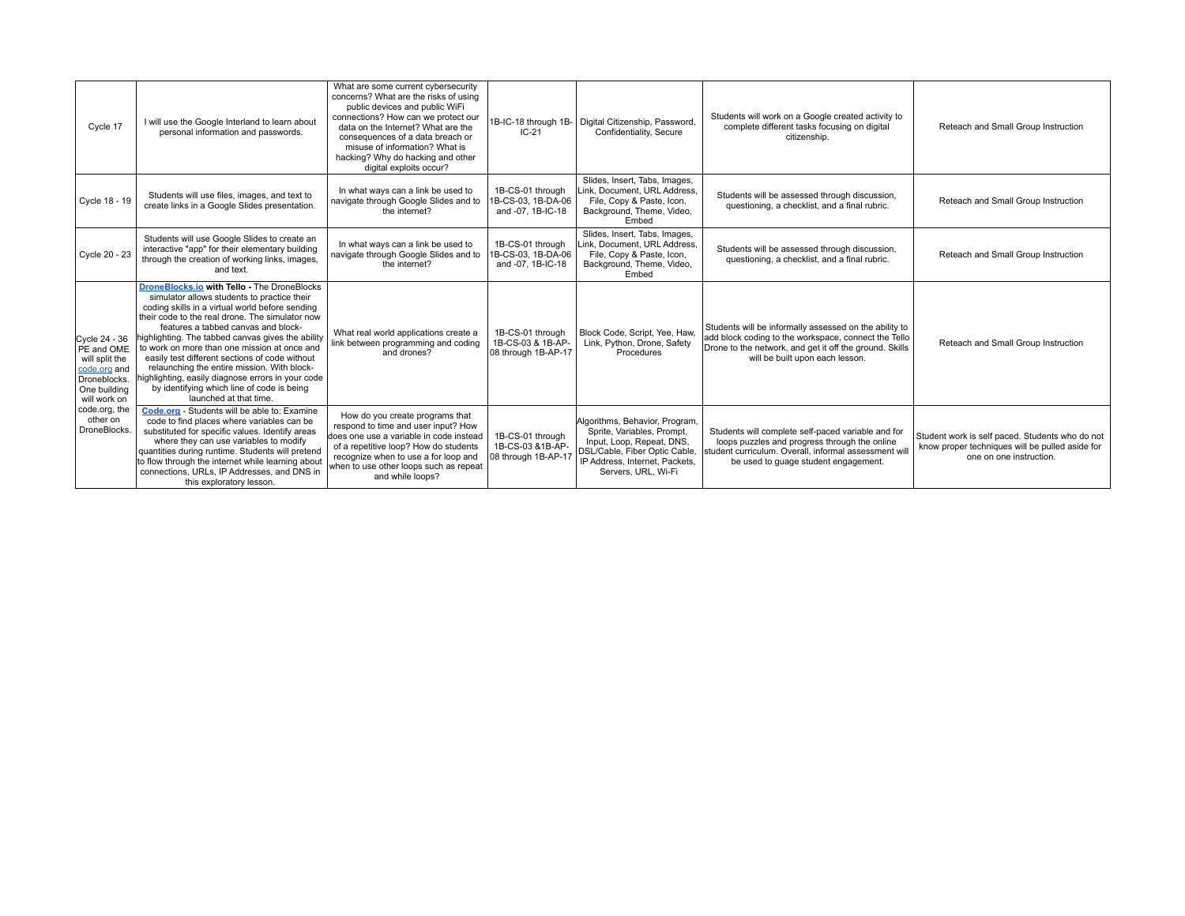| | | | | | | |
|---|---|---|---|---|---|---|
| Cycle 17 | I will use the Google Interland to learn about personal information and passwords. | What are some current cybersecurity concerns? What are the risks of using public devices and public WiFi connections? How can we protect our data on the Internet? What are the consequences of a data breach or misuse of information? What is hacking? Why do hacking and other digital exploits occur? | 1B-IC-18 through 1B-IC-21 | Digital Citizenship, Password, Confidentiality, Secure | Students will work on a Google created activity to complete different tasks focusing on digital citizenship. | Reteach and Small Group Instruction |
| Cycle 18 - 19 | Students will use files, images, and text to create links in a Google Slides presentation. | In what ways can a link be used to navigate through Google Slides and to the internet? | 1B-CS-01 through 1B-CS-03, 1B-DA-06 and -07, 1B-IC-18 | Slides, Insert, Tabs, Images, Link, Document, URL Address, File, Copy & Paste, Icon, Background, Theme, Video, Embed | Students will be assessed through discussion, questioning, a checklist, and a final rubric. | Reteach and Small Group Instruction |
| Cycle 20 - 23 | Students will use Google Slides to create an interactive "app" for their elementary building through the creation of working links, images, and text. | In what ways can a link be used to navigate through Google Slides and to the internet? | 1B-CS-01 through 1B-CS-03, 1B-DA-06 and -07, 1B-IC-18 | Slides, Insert, Tabs, Images, Link, Document, URL Address, File, Copy & Paste, Icon, Background, Theme, Video, Embed | Students will be assessed through discussion, questioning, a checklist, and a final rubric. | Reteach and Small Group Instruction |
| Cycle 24 - 36 PE and OME will split the code.org and Droneblocks. One building will work on code.org, the other on DroneBlocks. | **DroneBlocks.io with Tello -** The DroneBlocks simulator allows students to practice their coding skills in a virtual world before sending their code to the real drone. The simulator now features a tabbed canvas and block-highlighting. The tabbed canvas gives the ability to work on more than one mission at once and easily test different sections of code without relaunching the entire mission. With block-highlighting, easily diagnose errors in your code by identifying which line of code is being launched at that time. | What real world applications create a link between programming and coding and drones? | 1B-CS-01 through 1B-CS-03 & 1B-AP-08 through 1B-AP-17 | Block Code, Script, Yee, Haw, Link, Python, Drone, Safety Procedures | Students will be informally assessed on the ability to add block coding to the workspace, connect the Tello Drone to the network, and get it off the ground. Skills will be built upon each lesson. | Reteach and Small Group Instruction |
| | **Code.org** - Students will be able to: Examine code to find places where variables can be substituted for specific values. Identify areas where they can use variables to modify quantities during runtime. Students will pretend to flow through the internet while learning about connections, URLs, IP Addresses, and DNS in this exploratory lesson. | How do you create programs that respond to time and user input? How does one use a variable in code instead of a repetitive loop? How do students recognize when to use a for loop and when to use other loops such as repeat and while loops? | 1B-CS-01 through 1B-CS-03 &1B-AP-08 through 1B-AP-17 | Algorithms, Behavior, Program, Sprite, Variables, Prompt, Input, Loop, Repeat, DNS, DSL/Cable, Fiber Optic Cable, IP Address, Internet, Packets, Servers, URL, Wi-Fi | Students will complete self-paced variable and for loops puzzles and progress through the online student curriculum. Overall, informal assessment will be used to guage student engagement. | Student work is self paced. Students who do not know proper techniques will be pulled aside for one on one instruction. |